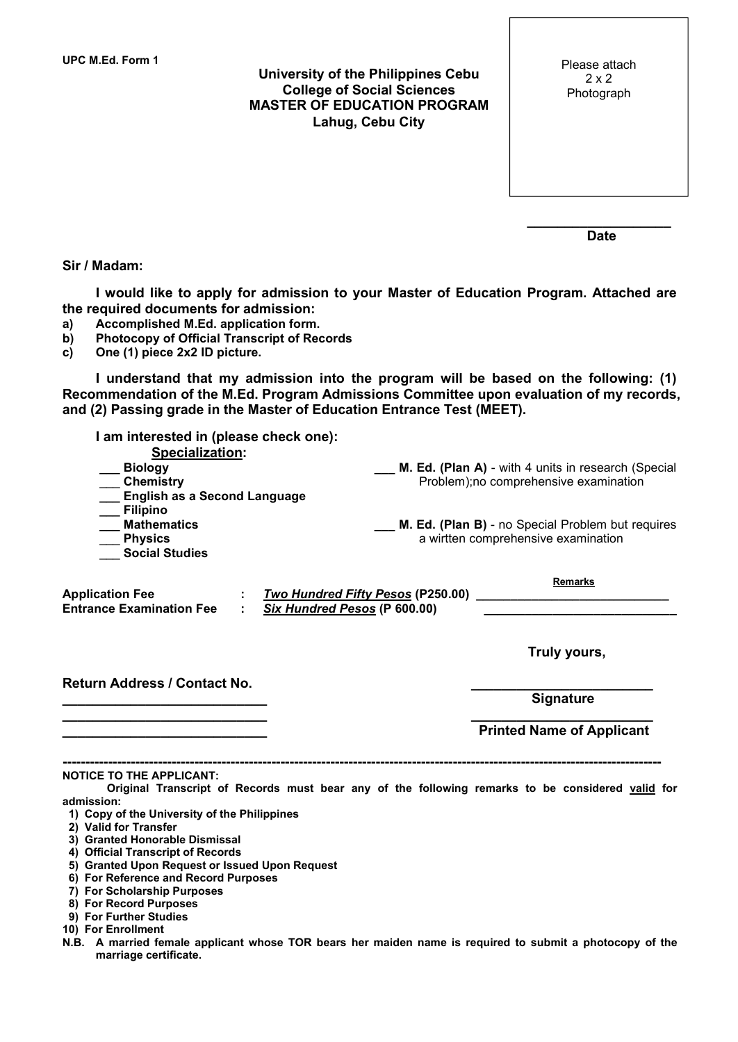UPC M.Ed. Form 1

**University of the Philippines Cebu**
**College of Social Sciences**
**MASTER OF EDUCATION PROGRAM**
**Lahug, Cebu City**

Please attach 2 x 2 Photograph

___________________
**Date**

**Sir / Madam:**

**I would like to apply for admission to your Master of Education Program. Attached are the required documents for admission:**

a) **Accomplished M.Ed. application form.**
b) **Photocopy of Official Transcript of Records**
c) **One (1) piece 2x2 ID picture.**

**I understand that my admission into the program will be based on the following: (1) Recommendation of the M.Ed. Program Admissions Committee upon evaluation of my records, and (2) Passing grade in the Master of Education Entrance Test (MEET).**

**I am interested in (please check one):**

**Specialization:**

- ___ **Biology**
- ___ **Chemistry**
- ___ **English as a Second Language**
- ___ **Filipino**
- ___ **Mathematics**
- ___ **Physics**
- ___ **Social Studies**

___ **M. Ed. (Plan A)** - with 4 units in research (Special Problem);no comprehensive examination

___ **M. Ed. (Plan B)** - no Special Problem but requires a wirtten comprehensive examination

| | | | Remarks |
|---|---|---|---|
| **Application Fee** | : | ***Two Hundred Fifty Pesos*** **(P250.00)** | ___________________________ |
| **Entrance Examination Fee** | : | ***Six Hundred Pesos*** **(P 600.00)** | ___________________________ |

**Truly yours,**

**Return Address / Contact No.**
___________________________
___________________________
___________________________

________________________
**Signature**

________________________
**Printed Name of Applicant**

---

**NOTICE TO THE APPLICANT:**

**Original Transcript of Records must bear any of the following remarks to be considered valid for admission:**

1) **Copy of the University of the Philippines**
2) **Valid for Transfer**
3) **Granted Honorable Dismissal**
4) **Official Transcript of Records**
5) **Granted Upon Request or Issued Upon Request**
6) **For Reference and Record Purposes**
7) **For Scholarship Purposes**
8) **For Record Purposes**
9) **For Further Studies**
10) **For Enrollment**

**N.B. A married female applicant whose TOR bears her maiden name is required to submit a photocopy of the marriage certificate.**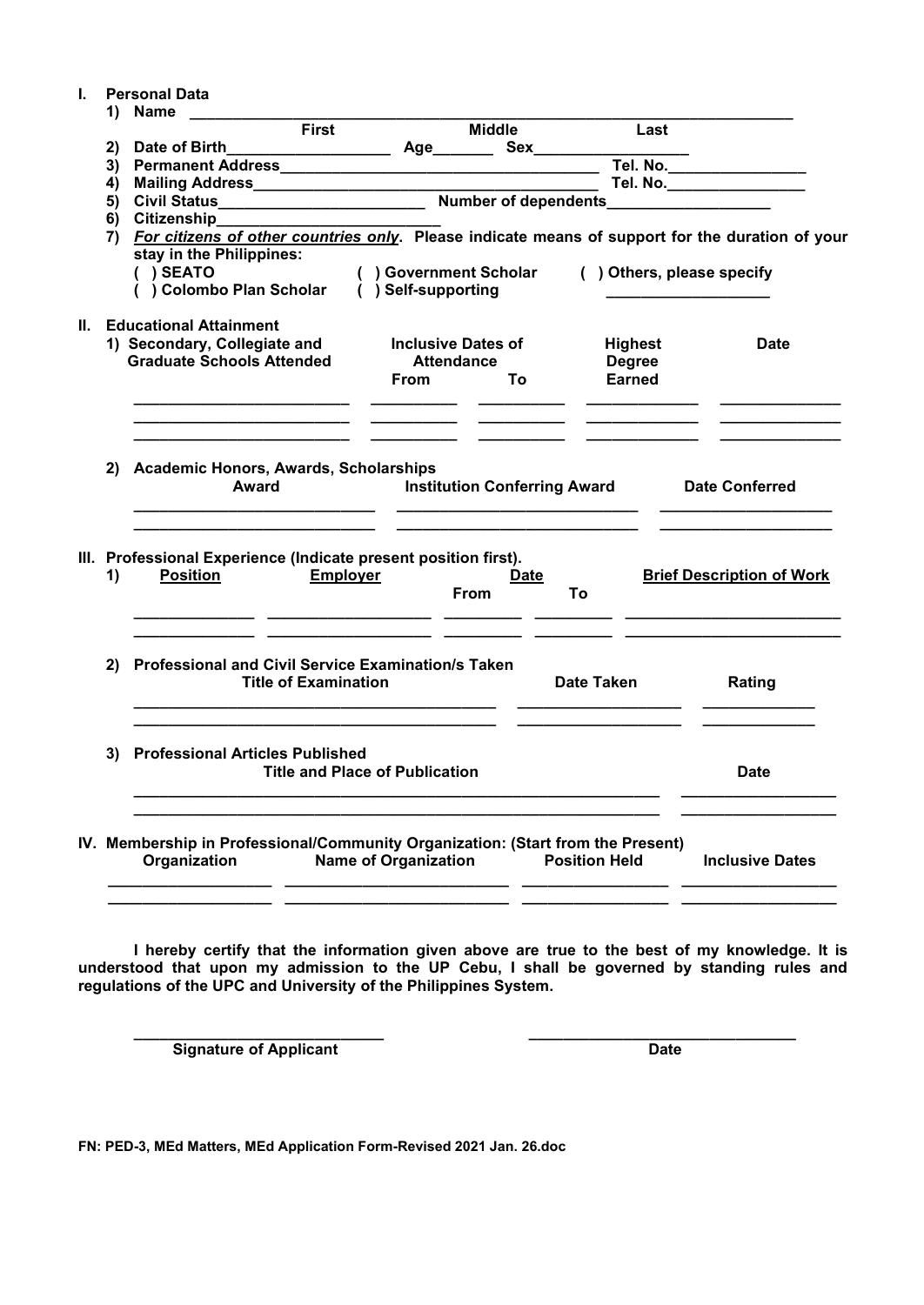## I. Personal Data

1) Name ______________________________________________________________
   First Middle Last
2) Date of Birth__________________ Age_______ Sex__________________
3) Permanent Address______________________________________ Tel. No.________________
4) Mailing Address________________________________________ Tel. No.________________
5) Civil Status________________________ Number of dependents___________________
6) Citizenship_________________________
7) ***For citizens of other countries only***. Please indicate means of support for the duration of your stay in the Philippines:
   ( ) SEATO ( ) Government Scholar ( ) Others, please specify
   ( ) Colombo Plan Scholar ( ) Self-supporting ___________________

## II. Educational Attainment

1) Secondary, Collegiate and Graduate Schools Attended

| Secondary, Collegiate and Graduate Schools Attended | Inclusive Dates of Attendance | | Highest Degree Earned | Date |
|---|---|---|---|---|
| | From | To | | |
| | | | | |
| | | | | |
| | | | | |

2) Academic Honors, Awards, Scholarships

| Award | Institution Conferring Award | Date Conferred |
|---|---|---|
| | | |
| | | |

## III. Professional Experience (Indicate present position first).

1)

| Position | Employer | Date | | Brief Description of Work |
|---|---|---|---|---|
| | | From | To | |
| | | | | |
| | | | | |

2) Professional and Civil Service Examination/s Taken

| Title of Examination | Date Taken | Rating |
|---|---|---|
| | | |
| | | |

3) Professional Articles Published

| Title and Place of Publication | Date |
|---|---|
| | |
| | |

## IV. Membership in Professional/Community Organization: (Start from the Present)

| Organization | Name of Organization | Position Held | Inclusive Dates |
|---|---|---|---|
| | | | |
| | | | |

I hereby certify that the information given above are true to the best of my knowledge. It is understood that upon my admission to the UP Cebu, I shall be governed by standing rules and regulations of the UPC and University of the Philippines System.

_____________________________ _______________________________
Signature of Applicant Date

FN: PED-3, MEd Matters, MEd Application Form-Revised 2021 Jan. 26.doc